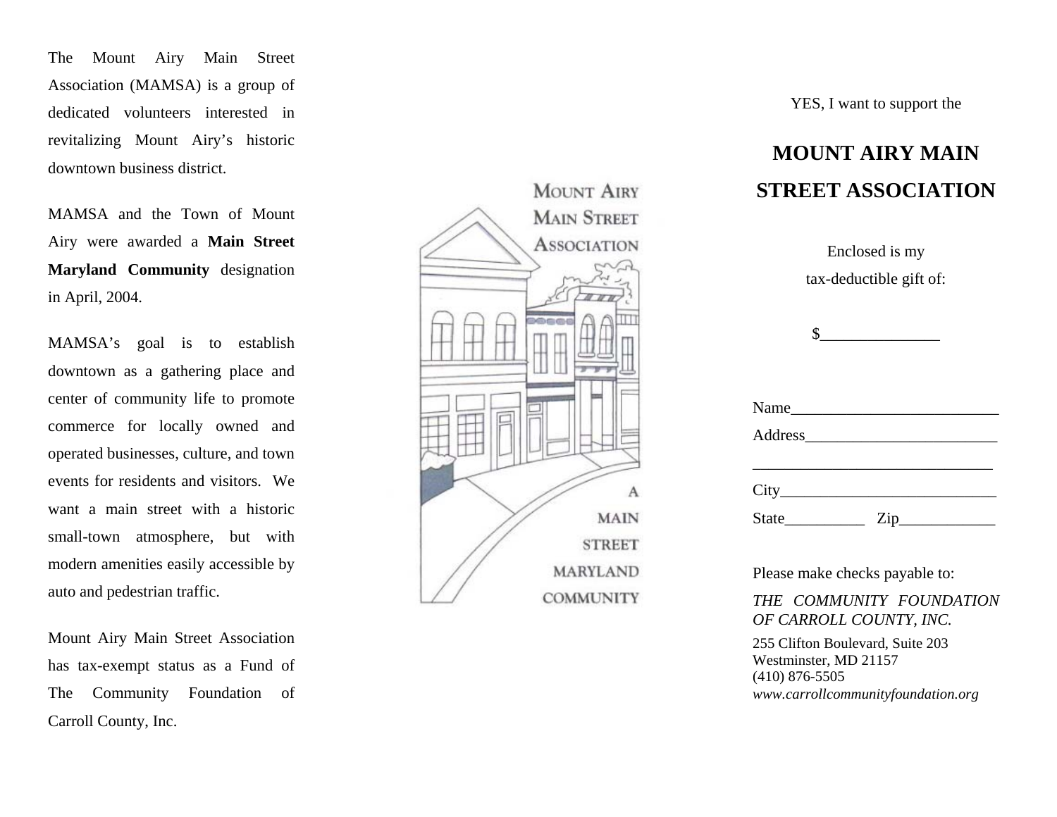The Mount Airy Main Street Association (MAMSA) is a group of dedicated volunteers interested in revitalizing Mount Airy's historic downtown business district.

MAMSA and the Town of Mount Airy were awarded a **Main Street Maryland Community** designation in April, 2004.

MAMSA's goal is to establish downtown as a gathering place and center of community life to promote commerce for locally owned and operated businesses, culture, and town events for residents and visitors. We want a main street with a historic small-town atmosphere, but with modern amenities easily accessible by auto and pedestrian traffic.

Mount Airy Main Street Association has tax-exempt status as a Fund of The Community Foundation of Carroll County, Inc.

MOUNT AIRY MAIN STREET ASSOCIATION

A MAIN STREET MARYLAND COMMUNITY

YES, I want to support the

# MOUNT AIRY MAIN STREET ASSOCIATION

Enclosed is my tax-deductible gift of:

$_______________

Name__________________________

Address________________________

______________________________

City___________________________

State__________ Zip____________

Please make checks payable to:

*THE COMMUNITY FOUNDATION OF CARROLL COUNTY, INC.*

255 Clifton Boulevard, Suite 203
Westminster, MD 21157
(410) 876-5505
*www.carrollcommunityfoundation.org*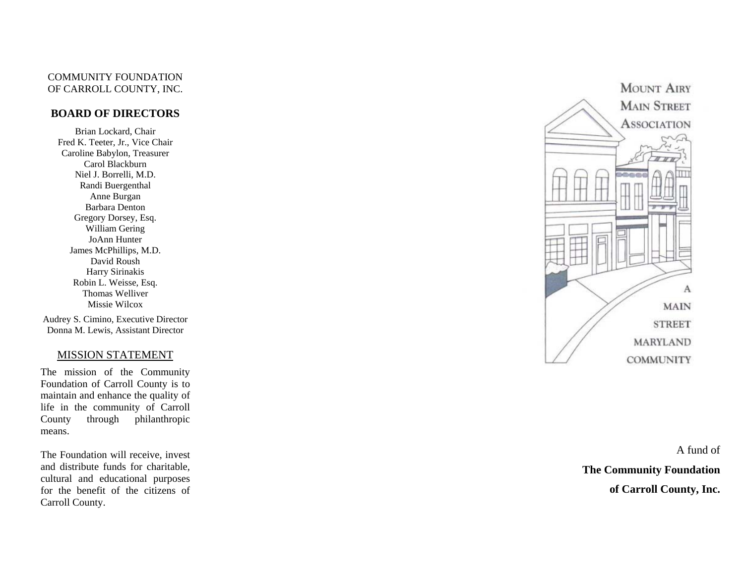COMMUNITY FOUNDATION
OF CARROLL COUNTY, INC.

## BOARD OF DIRECTORS

Brian Lockard, Chair
Fred K. Teeter, Jr., Vice Chair
Caroline Babylon, Treasurer
Carol Blackburn
Niel J. Borrelli, M.D.
Randi Buergenthal
Anne Burgan
Barbara Denton
Gregory Dorsey, Esq.
William Gering
JoAnn Hunter
James McPhillips, M.D.
David Roush
Harry Sirinakis
Robin L. Weisse, Esq.
Thomas Welliver
Missie Wilcox

Audrey S. Cimino, Executive Director
Donna M. Lewis, Assistant Director

## MISSION STATEMENT

The mission of the Community Foundation of Carroll County is to maintain and enhance the quality of life in the community of Carroll County through philanthropic means.

The Foundation will receive, invest and distribute funds for charitable, cultural and educational purposes for the benefit of the citizens of Carroll County.

MOUNT AIRY
MAIN STREET
ASSOCIATION

A
MAIN
STREET
MARYLAND
COMMUNITY

A fund of

**The Community Foundation**

**of Carroll County, Inc.**